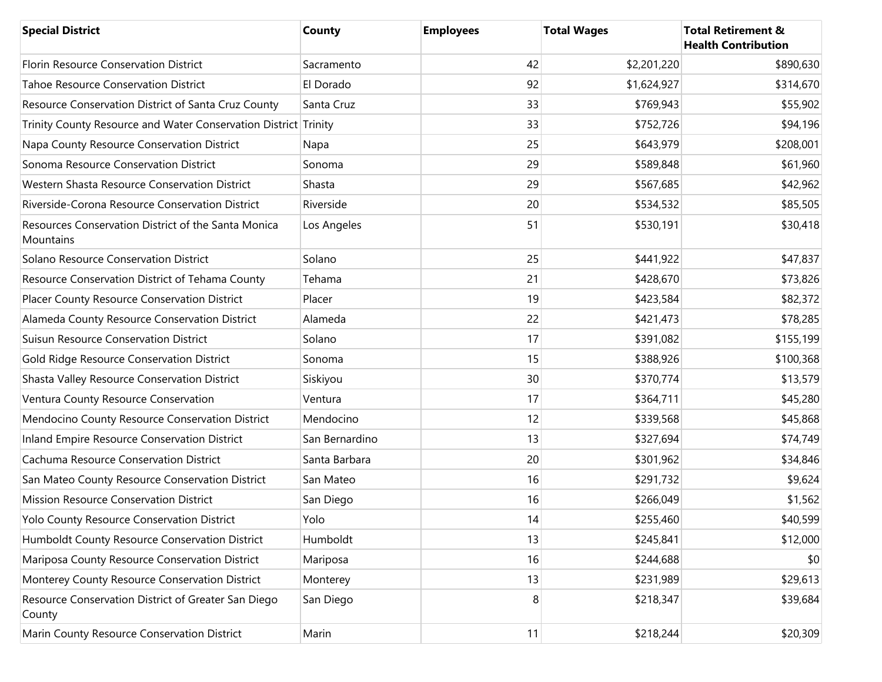| Special District | County | Employees | Total Wages | Total Retirement & Health Contribution |
|---|---|---|---|---|
| Florin Resource Conservation District | Sacramento | 42 | $2,201,220 | $890,630 |
| Tahoe Resource Conservation District | El Dorado | 92 | $1,624,927 | $314,670 |
| Resource Conservation District of Santa Cruz County | Santa Cruz | 33 | $769,943 | $55,902 |
| Trinity County Resource and Water Conservation District | Trinity | 33 | $752,726 | $94,196 |
| Napa County Resource Conservation District | Napa | 25 | $643,979 | $208,001 |
| Sonoma Resource Conservation District | Sonoma | 29 | $589,848 | $61,960 |
| Western Shasta Resource Conservation District | Shasta | 29 | $567,685 | $42,962 |
| Riverside-Corona Resource Conservation District | Riverside | 20 | $534,532 | $85,505 |
| Resources Conservation District of the Santa Monica Mountains | Los Angeles | 51 | $530,191 | $30,418 |
| Solano Resource Conservation District | Solano | 25 | $441,922 | $47,837 |
| Resource Conservation District of Tehama County | Tehama | 21 | $428,670 | $73,826 |
| Placer County Resource Conservation District | Placer | 19 | $423,584 | $82,372 |
| Alameda County Resource Conservation District | Alameda | 22 | $421,473 | $78,285 |
| Suisun Resource Conservation District | Solano | 17 | $391,082 | $155,199 |
| Gold Ridge Resource Conservation District | Sonoma | 15 | $388,926 | $100,368 |
| Shasta Valley Resource Conservation District | Siskiyou | 30 | $370,774 | $13,579 |
| Ventura County Resource Conservation | Ventura | 17 | $364,711 | $45,280 |
| Mendocino County Resource Conservation District | Mendocino | 12 | $339,568 | $45,868 |
| Inland Empire Resource Conservation District | San Bernardino | 13 | $327,694 | $74,749 |
| Cachuma Resource Conservation District | Santa Barbara | 20 | $301,962 | $34,846 |
| San Mateo County Resource Conservation District | San Mateo | 16 | $291,732 | $9,624 |
| Mission Resource Conservation District | San Diego | 16 | $266,049 | $1,562 |
| Yolo County Resource Conservation District | Yolo | 14 | $255,460 | $40,599 |
| Humboldt County Resource Conservation District | Humboldt | 13 | $245,841 | $12,000 |
| Mariposa County Resource Conservation District | Mariposa | 16 | $244,688 | $0 |
| Monterey County Resource Conservation District | Monterey | 13 | $231,989 | $29,613 |
| Resource Conservation District of Greater San Diego County | San Diego | 8 | $218,347 | $39,684 |
| Marin County Resource Conservation District | Marin | 11 | $218,244 | $20,309 |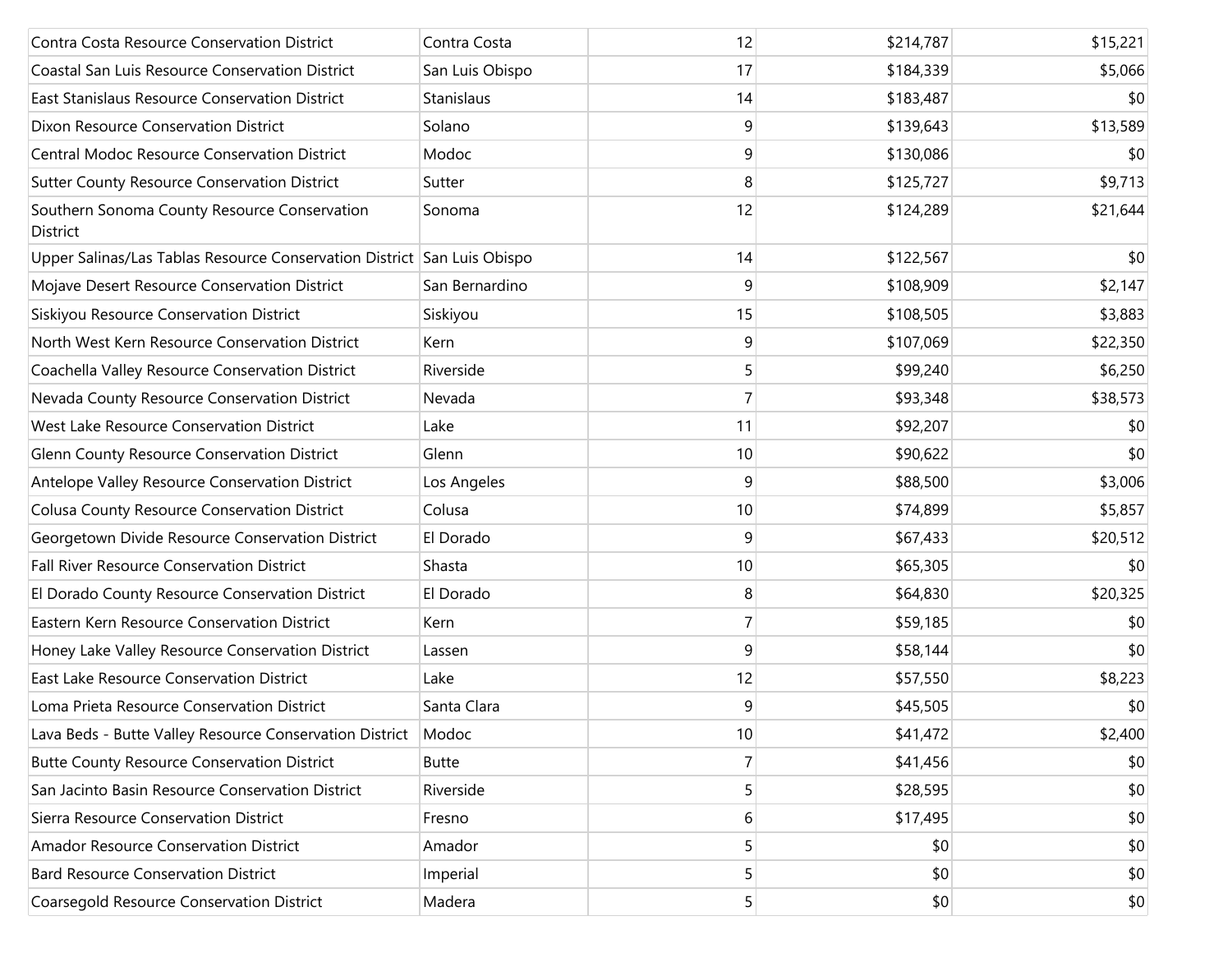| | | | | |
|---|---|---|---|---|
| Contra Costa Resource Conservation District | Contra Costa | 12 | $214,787 | $15,221 |
| Coastal San Luis Resource Conservation District | San Luis Obispo | 17 | $184,339 | $5,066 |
| East Stanislaus Resource Conservation District | Stanislaus | 14 | $183,487 | $0 |
| Dixon Resource Conservation District | Solano | 9 | $139,643 | $13,589 |
| Central Modoc Resource Conservation District | Modoc | 9 | $130,086 | $0 |
| Sutter County Resource Conservation District | Sutter | 8 | $125,727 | $9,713 |
| Southern Sonoma County Resource Conservation District | Sonoma | 12 | $124,289 | $21,644 |
| Upper Salinas/Las Tablas Resource Conservation District | San Luis Obispo | 14 | $122,567 | $0 |
| Mojave Desert Resource Conservation District | San Bernardino | 9 | $108,909 | $2,147 |
| Siskiyou Resource Conservation District | Siskiyou | 15 | $108,505 | $3,883 |
| North West Kern Resource Conservation District | Kern | 9 | $107,069 | $22,350 |
| Coachella Valley Resource Conservation District | Riverside | 5 | $99,240 | $6,250 |
| Nevada County Resource Conservation District | Nevada | 7 | $93,348 | $38,573 |
| West Lake Resource Conservation District | Lake | 11 | $92,207 | $0 |
| Glenn County Resource Conservation District | Glenn | 10 | $90,622 | $0 |
| Antelope Valley Resource Conservation District | Los Angeles | 9 | $88,500 | $3,006 |
| Colusa County Resource Conservation District | Colusa | 10 | $74,899 | $5,857 |
| Georgetown Divide Resource Conservation District | El Dorado | 9 | $67,433 | $20,512 |
| Fall River Resource Conservation District | Shasta | 10 | $65,305 | $0 |
| El Dorado County Resource Conservation District | El Dorado | 8 | $64,830 | $20,325 |
| Eastern Kern Resource Conservation District | Kern | 7 | $59,185 | $0 |
| Honey Lake Valley Resource Conservation District | Lassen | 9 | $58,144 | $0 |
| East Lake Resource Conservation District | Lake | 12 | $57,550 | $8,223 |
| Loma Prieta Resource Conservation District | Santa Clara | 9 | $45,505 | $0 |
| Lava Beds - Butte Valley Resource Conservation District | Modoc | 10 | $41,472 | $2,400 |
| Butte County Resource Conservation District | Butte | 7 | $41,456 | $0 |
| San Jacinto Basin Resource Conservation District | Riverside | 5 | $28,595 | $0 |
| Sierra Resource Conservation District | Fresno | 6 | $17,495 | $0 |
| Amador Resource Conservation District | Amador | 5 | $0 | $0 |
| Bard Resource Conservation District | Imperial | 5 | $0 | $0 |
| Coarsegold Resource Conservation District | Madera | 5 | $0 | $0 |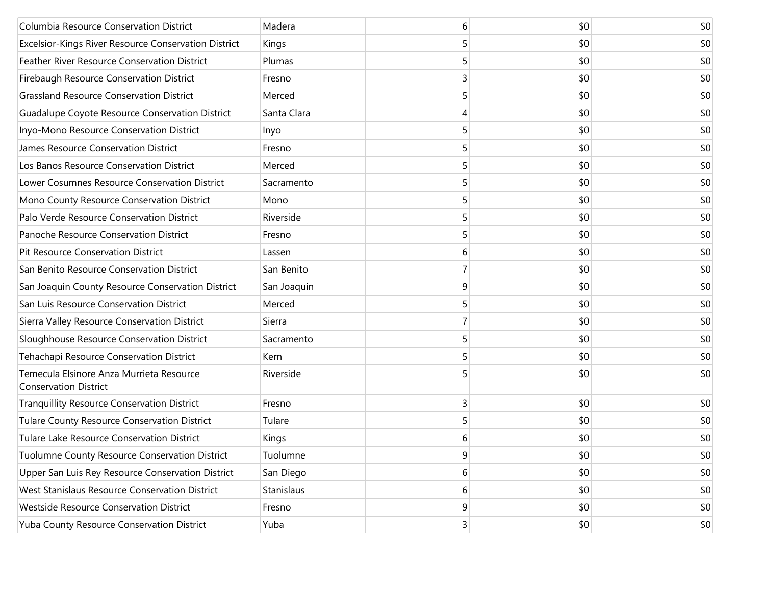| | | | | |
|---|---|---|---|---|
| Columbia Resource Conservation District | Madera | 6 | $0 | $0 |
| Excelsior-Kings River Resource Conservation District | Kings | 5 | $0 | $0 |
| Feather River Resource Conservation District | Plumas | 5 | $0 | $0 |
| Firebaugh Resource Conservation District | Fresno | 3 | $0 | $0 |
| Grassland Resource Conservation District | Merced | 5 | $0 | $0 |
| Guadalupe Coyote Resource Conservation District | Santa Clara | 4 | $0 | $0 |
| Inyo-Mono Resource Conservation District | Inyo | 5 | $0 | $0 |
| James Resource Conservation District | Fresno | 5 | $0 | $0 |
| Los Banos Resource Conservation District | Merced | 5 | $0 | $0 |
| Lower Cosumnes Resource Conservation District | Sacramento | 5 | $0 | $0 |
| Mono County Resource Conservation District | Mono | 5 | $0 | $0 |
| Palo Verde Resource Conservation District | Riverside | 5 | $0 | $0 |
| Panoche Resource Conservation District | Fresno | 5 | $0 | $0 |
| Pit Resource Conservation District | Lassen | 6 | $0 | $0 |
| San Benito Resource Conservation District | San Benito | 7 | $0 | $0 |
| San Joaquin County Resource Conservation District | San Joaquin | 9 | $0 | $0 |
| San Luis Resource Conservation District | Merced | 5 | $0 | $0 |
| Sierra Valley Resource Conservation District | Sierra | 7 | $0 | $0 |
| Sloughhouse Resource Conservation District | Sacramento | 5 | $0 | $0 |
| Tehachapi Resource Conservation District | Kern | 5 | $0 | $0 |
| Temecula Elsinore Anza Murrieta Resource Conservation District | Riverside | 5 | $0 | $0 |
| Tranquillity Resource Conservation District | Fresno | 3 | $0 | $0 |
| Tulare County Resource Conservation District | Tulare | 5 | $0 | $0 |
| Tulare Lake Resource Conservation District | Kings | 6 | $0 | $0 |
| Tuolumne County Resource Conservation District | Tuolumne | 9 | $0 | $0 |
| Upper San Luis Rey Resource Conservation District | San Diego | 6 | $0 | $0 |
| West Stanislaus Resource Conservation District | Stanislaus | 6 | $0 | $0 |
| Westside Resource Conservation District | Fresno | 9 | $0 | $0 |
| Yuba County Resource Conservation District | Yuba | 3 | $0 | $0 |